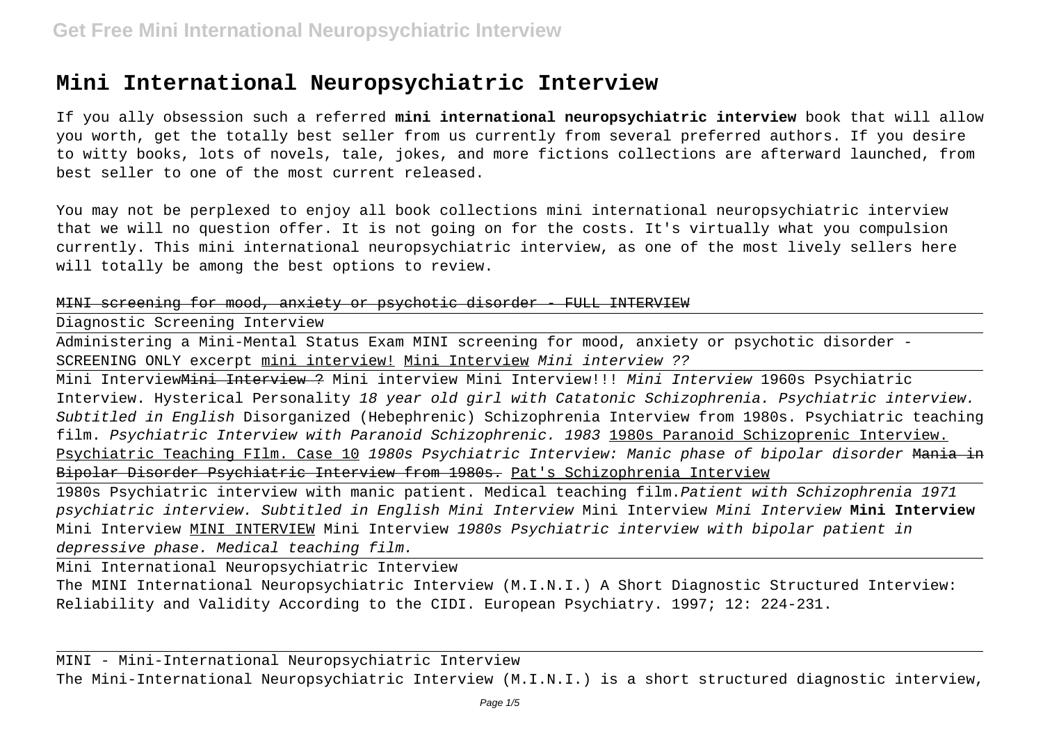# Mini International Neuropsychiatric Interview

If you ally obsession such a referred **mini international neuropsychiatric interview** book that will allow you worth, get the totally best seller from us currently from several preferred authors. If you desire to witty books, lots of novels, tale, jokes, and more fictions collections are afterward launched, from best seller to one of the most current released.

You may not be perplexed to enjoy all book collections mini international neuropsychiatric interview that we will no question offer. It is not going on for the costs. It's virtually what you compulsion currently. This mini international neuropsychiatric interview, as one of the most lively sellers here will totally be among the best options to review.

~~MINI screening for mood, anxiety or psychotic disorder - FULL INTERVIEW~~

Diagnostic Screening Interview

Administering a Mini-Mental Status Exam MINI screening for mood, anxiety or psychotic disorder - SCREENING ONLY excerpt mini interview! Mini Interview *Mini interview ??*

Mini Interview~~Mini Interview ?~~ Mini interview Mini Interview!!! *Mini Interview* 1960s Psychiatric Interview. Hysterical Personality *18 year old girl with Catatonic Schizophrenia. Psychiatric interview. Subtitled in English* Disorganized (Hebephrenic) Schizophrenia Interview from 1980s. Psychiatric teaching film. *Psychiatric Interview with Paranoid Schizophrenic. 1983* 1980s Paranoid Schizoprenic Interview. Psychiatric Teaching FIlm. Case 10 *1980s Psychiatric Interview: Manic phase of bipolar disorder* ~~Mania in Bipolar Disorder Psychiatric Interview from 1980s.~~ Pat's Schizophrenia Interview

1980s Psychiatric interview with manic patient. Medical teaching film.*Patient with Schizophrenia 1971 psychiatric interview. Subtitled in English Mini Interview* Mini Interview *Mini Interview* **Mini Interview** Mini Interview MINI INTERVIEW Mini Interview *1980s Psychiatric interview with bipolar patient in depressive phase. Medical teaching film.*

Mini International Neuropsychiatric Interview

The MINI International Neuropsychiatric Interview (M.I.N.I.) A Short Diagnostic Structured Interview: Reliability and Validity According to the CIDI. European Psychiatry. 1997; 12: 224-231.

MINI - Mini-International Neuropsychiatric Interview

The Mini-International Neuropsychiatric Interview (M.I.N.I.) is a short structured diagnostic interview,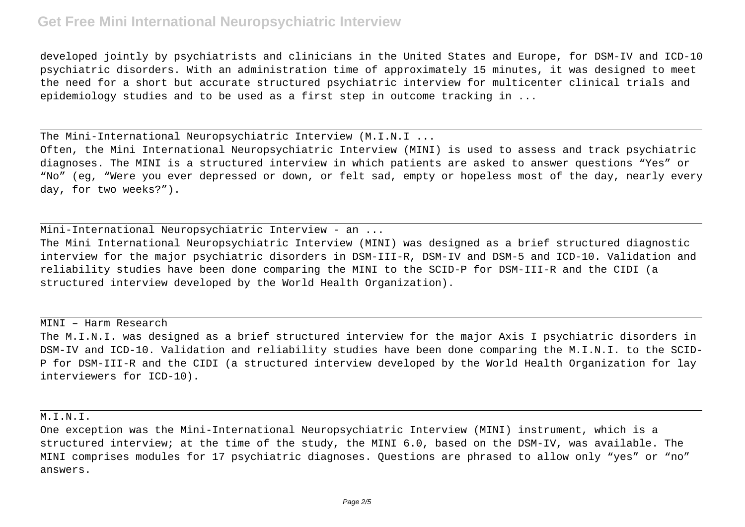developed jointly by psychiatrists and clinicians in the United States and Europe, for DSM-IV and ICD-10 psychiatric disorders. With an administration time of approximately 15 minutes, it was designed to meet the need for a short but accurate structured psychiatric interview for multicenter clinical trials and epidemiology studies and to be used as a first step in outcome tracking in ...

The Mini-International Neuropsychiatric Interview (M.I.N.I ...

Often, the Mini International Neuropsychiatric Interview (MINI) is used to assess and track psychiatric diagnoses. The MINI is a structured interview in which patients are asked to answer questions "Yes" or "No" (eg, "Were you ever depressed or down, or felt sad, empty or hopeless most of the day, nearly every day, for two weeks?").

Mini-International Neuropsychiatric Interview - an ...

The Mini International Neuropsychiatric Interview (MINI) was designed as a brief structured diagnostic interview for the major psychiatric disorders in DSM-III-R, DSM-IV and DSM-5 and ICD-10. Validation and reliability studies have been done comparing the MINI to the SCID-P for DSM-III-R and the CIDI (a structured interview developed by the World Health Organization).

MINI – Harm Research

The M.I.N.I. was designed as a brief structured interview for the major Axis I psychiatric disorders in DSM-IV and ICD-10. Validation and reliability studies have been done comparing the M.I.N.I. to the SCID-P for DSM-III-R and the CIDI (a structured interview developed by the World Health Organization for lay interviewers for ICD-10).

M.I.N.I.

One exception was the Mini-International Neuropsychiatric Interview (MINI) instrument, which is a structured interview; at the time of the study, the MINI 6.0, based on the DSM-IV, was available. The MINI comprises modules for 17 psychiatric diagnoses. Questions are phrased to allow only "yes" or "no" answers.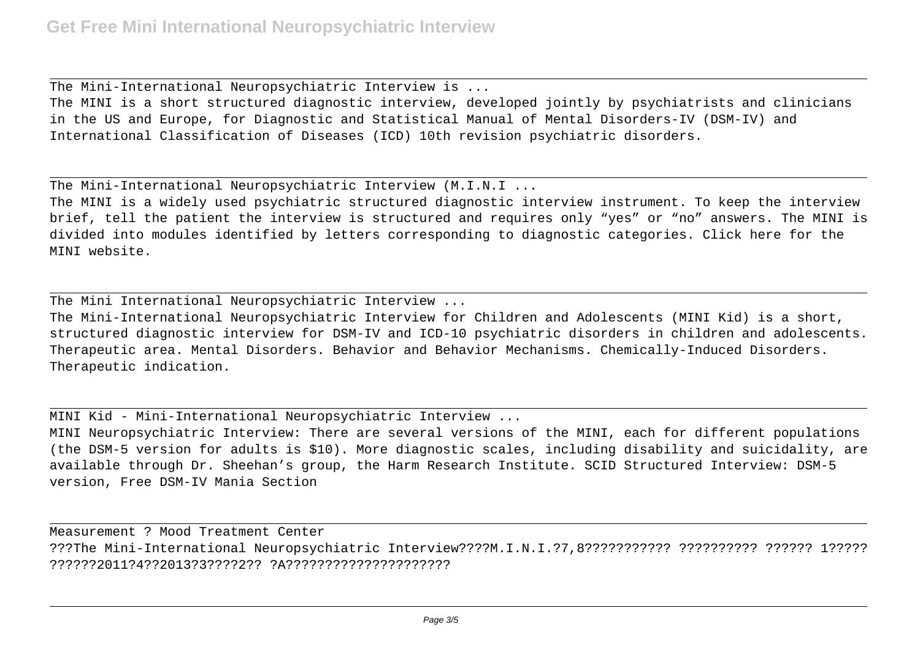The Mini-International Neuropsychiatric Interview is ...

The MINI is a short structured diagnostic interview, developed jointly by psychiatrists and clinicians in the US and Europe, for Diagnostic and Statistical Manual of Mental Disorders-IV (DSM-IV) and International Classification of Diseases (ICD) 10th revision psychiatric disorders.

---

The Mini-International Neuropsychiatric Interview (M.I.N.I ...

The MINI is a widely used psychiatric structured diagnostic interview instrument. To keep the interview brief, tell the patient the interview is structured and requires only "yes" or "no" answers. The MINI is divided into modules identified by letters corresponding to diagnostic categories. Click here for the MINI website.

---

The Mini International Neuropsychiatric Interview ...

The Mini-International Neuropsychiatric Interview for Children and Adolescents (MINI Kid) is a short, structured diagnostic interview for DSM-IV and ICD-10 psychiatric disorders in children and adolescents. Therapeutic area. Mental Disorders. Behavior and Behavior Mechanisms. Chemically-Induced Disorders. Therapeutic indication.

---

MINI Kid - Mini-International Neuropsychiatric Interview ...

MINI Neuropsychiatric Interview: There are several versions of the MINI, each for different populations (the DSM-5 version for adults is $10). More diagnostic scales, including disability and suicidality, are available through Dr. Sheehan's group, the Harm Research Institute. SCID Structured Interview: DSM-5 version, Free DSM-IV Mania Section

---

Measurement ? Mood Treatment Center

???The Mini-International Neuropsychiatric Interview????M.I.N.I.?7,8??????????? ?????????? ?????? 1????? ??????2011?4??2013?3?????? ?A?????????????????????

---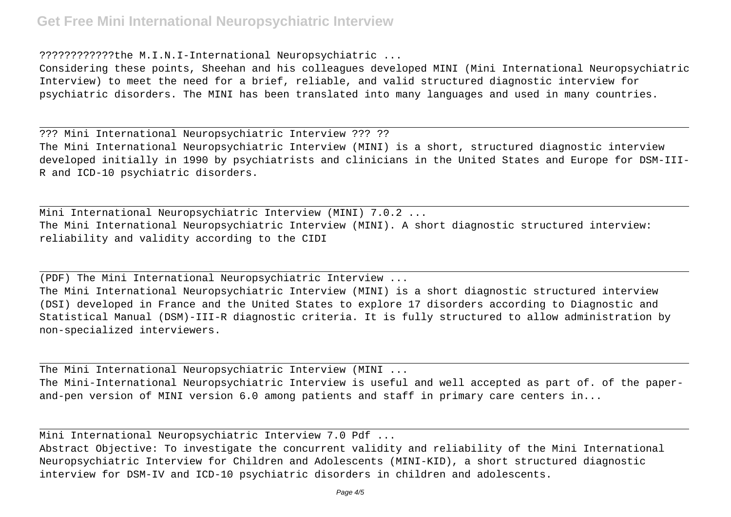????????????the M.I.N.I-International Neuropsychiatric ...

Considering these points, Sheehan and his colleagues developed MINI (Mini International Neuropsychiatric Interview) to meet the need for a brief, reliable, and valid structured diagnostic interview for psychiatric disorders. The MINI has been translated into many languages and used in many countries.

??? Mini International Neuropsychiatric Interview ??? ??

The Mini International Neuropsychiatric Interview (MINI) is a short, structured diagnostic interview developed initially in 1990 by psychiatrists and clinicians in the United States and Europe for DSM-III-R and ICD-10 psychiatric disorders.

Mini International Neuropsychiatric Interview (MINI) 7.0.2 ...

The Mini International Neuropsychiatric Interview (MINI). A short diagnostic structured interview: reliability and validity according to the CIDI

(PDF) The Mini International Neuropsychiatric Interview ...

The Mini International Neuropsychiatric Interview (MINI) is a short diagnostic structured interview (DSI) developed in France and the United States to explore 17 disorders according to Diagnostic and Statistical Manual (DSM)-III-R diagnostic criteria. It is fully structured to allow administration by non-specialized interviewers.

The Mini International Neuropsychiatric Interview (MINI ...

The Mini-International Neuropsychiatric Interview is useful and well accepted as part of. of the paper-and-pen version of MINI version 6.0 among patients and staff in primary care centers in...

Mini International Neuropsychiatric Interview 7.0 Pdf ...

Abstract Objective: To investigate the concurrent validity and reliability of the Mini International Neuropsychiatric Interview for Children and Adolescents (MINI-KID), a short structured diagnostic interview for DSM-IV and ICD-10 psychiatric disorders in children and adolescents.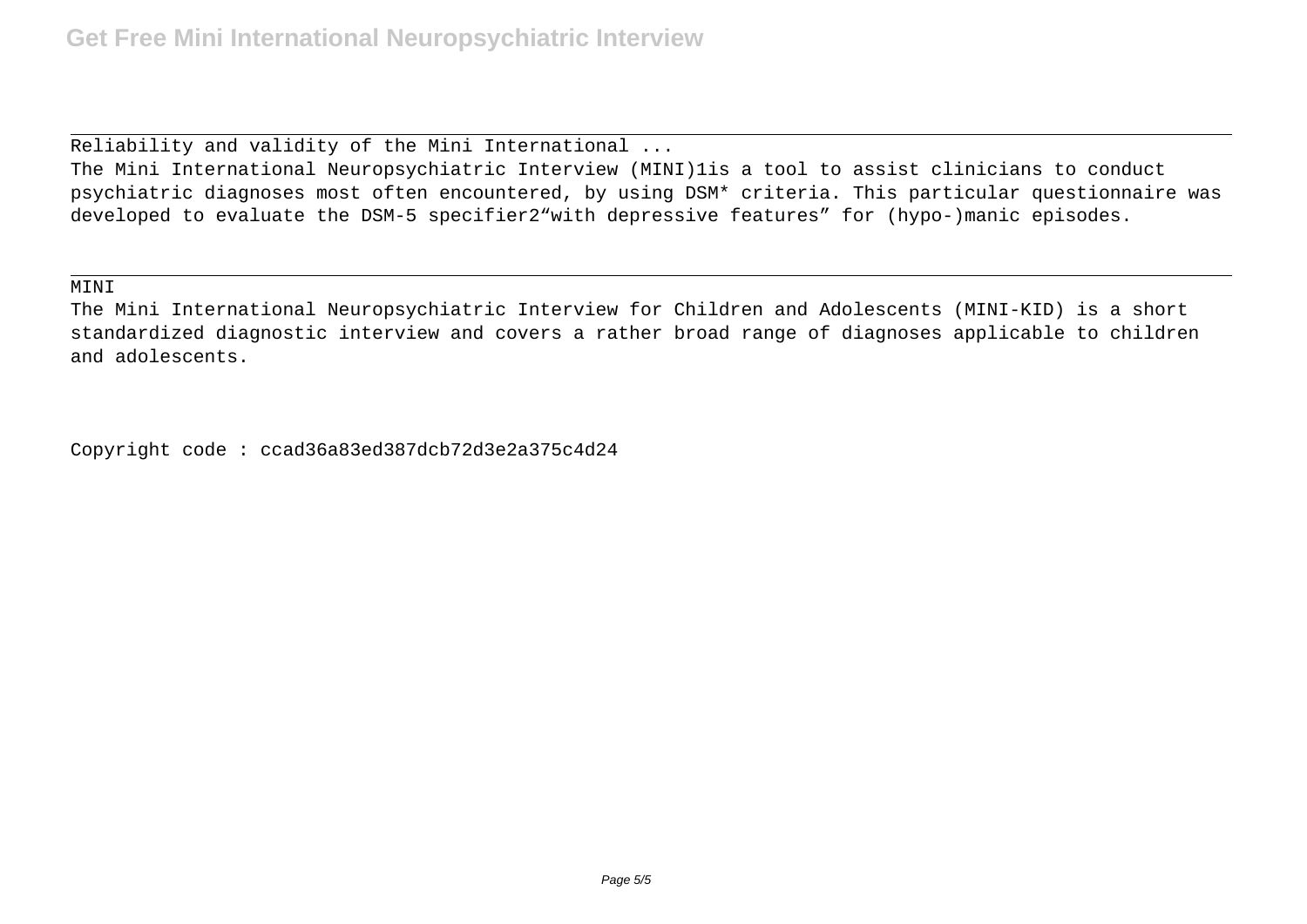Reliability and validity of the Mini International ...

The Mini International Neuropsychiatric Interview (MINI)1is a tool to assist clinicians to conduct psychiatric diagnoses most often encountered, by using DSM* criteria. This particular questionnaire was developed to evaluate the DSM-5 specifier2“with depressive features” for (hypo-)manic episodes.

MINI

The Mini International Neuropsychiatric Interview for Children and Adolescents (MINI-KID) is a short standardized diagnostic interview and covers a rather broad range of diagnoses applicable to children and adolescents.

Copyright code : ccad36a83ed387dcb72d3e2a375c4d24